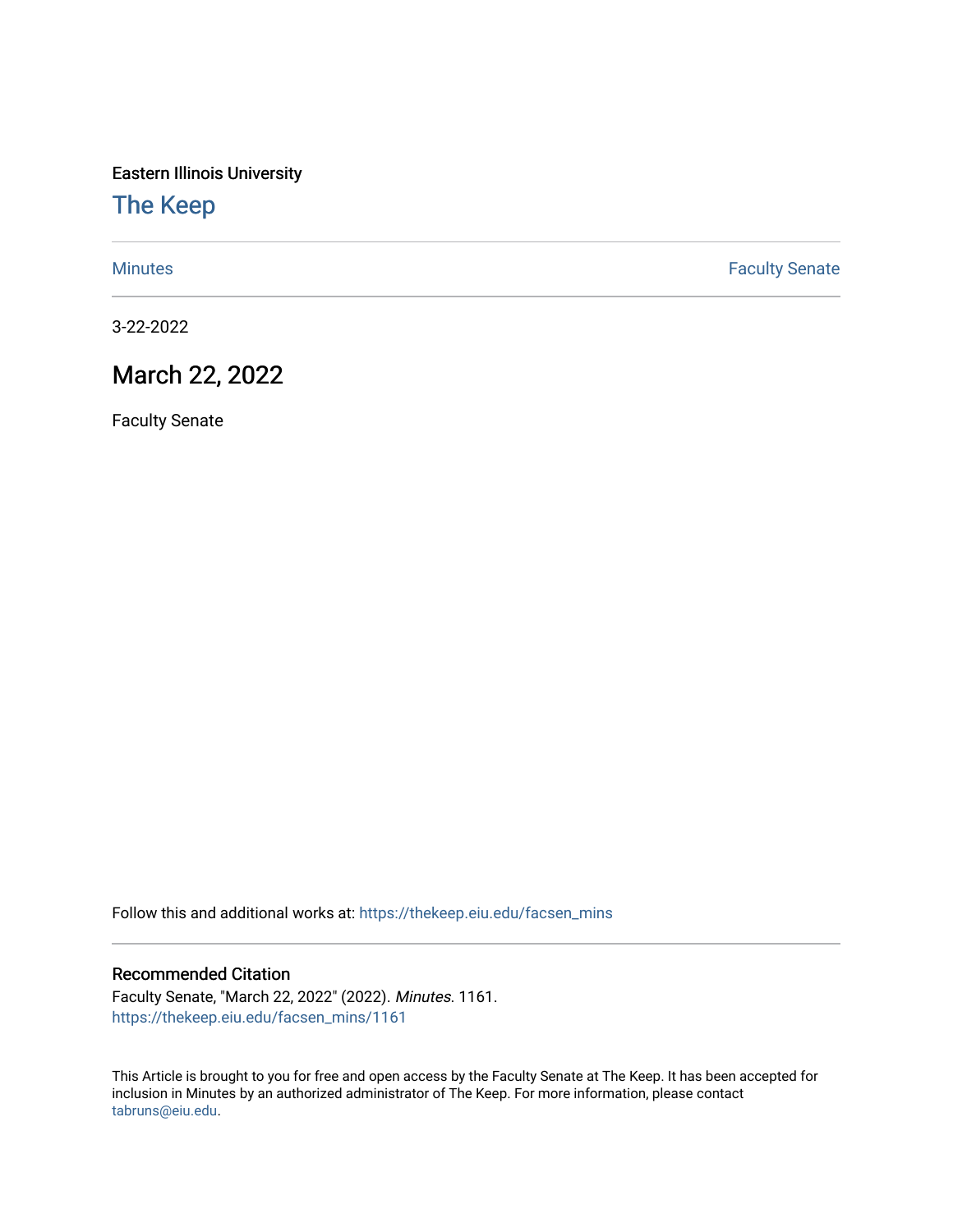Eastern Illinois University

# The Keep

Minutes | Faculty Senate

3-22-2022

## March 22, 2022

Faculty Senate

Follow this and additional works at: https://thekeep.eiu.edu/facsen_mins

### Recommended Citation

Faculty Senate, "March 22, 2022" (2022). *Minutes*. 1161.
https://thekeep.eiu.edu/facsen_mins/1161

This Article is brought to you for free and open access by the Faculty Senate at The Keep. It has been accepted for inclusion in Minutes by an authorized administrator of The Keep. For more information, please contact tabruns@eiu.edu.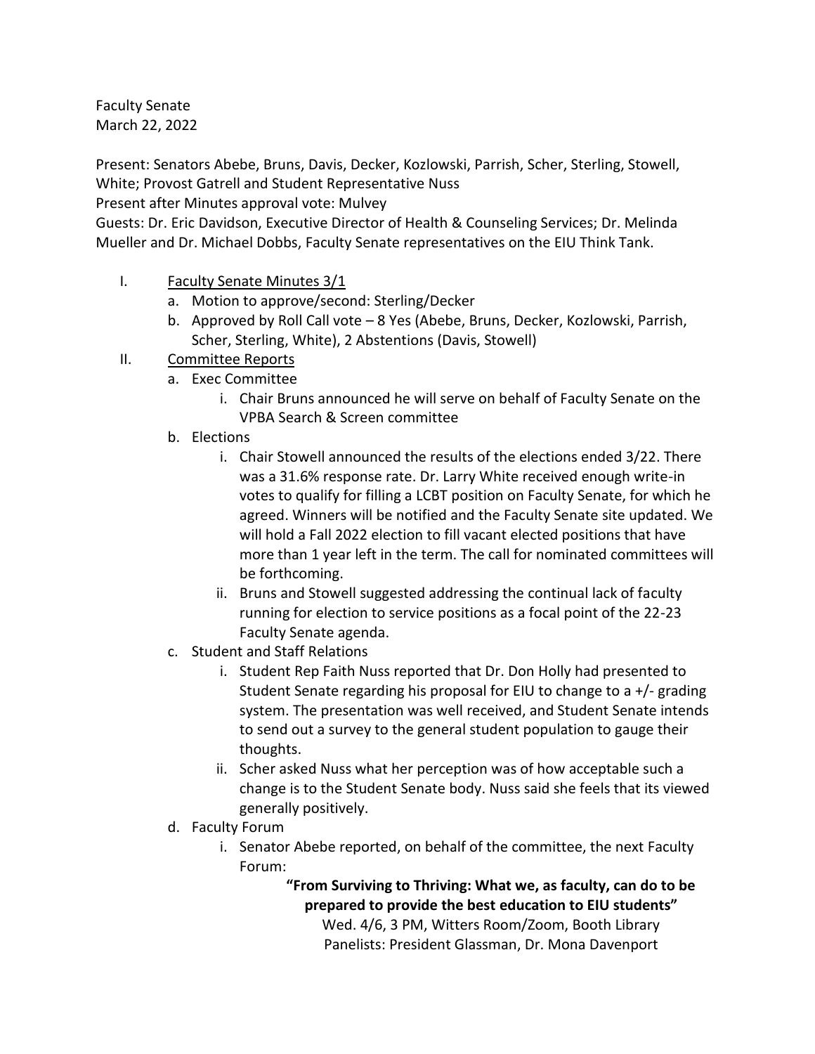Faculty Senate
March 22, 2022

Present: Senators Abebe, Bruns, Davis, Decker, Kozlowski, Parrish, Scher, Sterling, Stowell, White; Provost Gatrell and Student Representative Nuss
Present after Minutes approval vote: Mulvey
Guests: Dr. Eric Davidson, Executive Director of Health & Counseling Services; Dr. Melinda Mueller and Dr. Michael Dobbs, Faculty Senate representatives on the EIU Think Tank.

I. Faculty Senate Minutes 3/1
   a. Motion to approve/second: Sterling/Decker
   b. Approved by Roll Call vote – 8 Yes (Abebe, Bruns, Decker, Kozlowski, Parrish, Scher, Sterling, White), 2 Abstentions (Davis, Stowell)

II. Committee Reports
   a. Exec Committee
      i. Chair Bruns announced he will serve on behalf of Faculty Senate on the VPBA Search & Screen committee
   b. Elections
      i. Chair Stowell announced the results of the elections ended 3/22. There was a 31.6% response rate. Dr. Larry White received enough write-in votes to qualify for filling a LCBT position on Faculty Senate, for which he agreed. Winners will be notified and the Faculty Senate site updated. We will hold a Fall 2022 election to fill vacant elected positions that have more than 1 year left in the term. The call for nominated committees will be forthcoming.
      ii. Bruns and Stowell suggested addressing the continual lack of faculty running for election to service positions as a focal point of the 22-23 Faculty Senate agenda.
   c. Student and Staff Relations
      i. Student Rep Faith Nuss reported that Dr. Don Holly had presented to Student Senate regarding his proposal for EIU to change to a +/- grading system. The presentation was well received, and Student Senate intends to send out a survey to the general student population to gauge their thoughts.
      ii. Scher asked Nuss what her perception was of how acceptable such a change is to the Student Senate body. Nuss said she feels that its viewed generally positively.
   d. Faculty Forum
      i. Senator Abebe reported, on behalf of the committee, the next Faculty Forum:

**"From Surviving to Thriving: What we, as faculty, can do to be prepared to provide the best education to EIU students"**
Wed. 4/6, 3 PM, Witters Room/Zoom, Booth Library
Panelists: President Glassman, Dr. Mona Davenport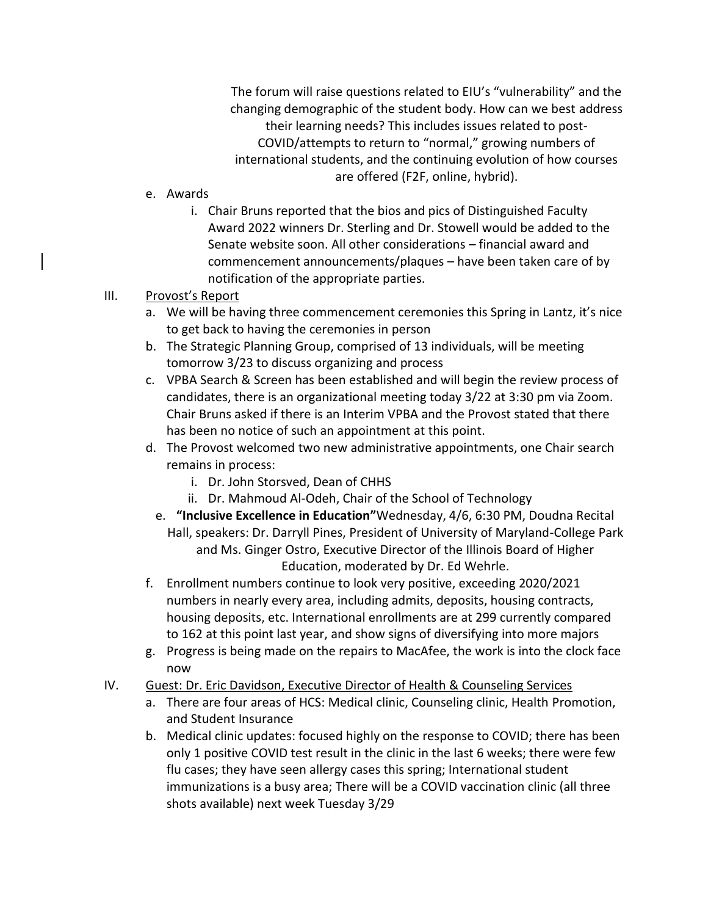The forum will raise questions related to EIU's "vulnerability" and the changing demographic of the student body. How can we best address their learning needs? This includes issues related to post-COVID/attempts to return to "normal," growing numbers of international students, and the continuing evolution of how courses are offered (F2F, online, hybrid).

e. Awards
   i. Chair Bruns reported that the bios and pics of Distinguished Faculty Award 2022 winners Dr. Sterling and Dr. Stowell would be added to the Senate website soon. All other considerations – financial award and commencement announcements/plaques – have been taken care of by notification of the appropriate parties.

III. Provost's Report
   a. We will be having three commencement ceremonies this Spring in Lantz, it's nice to get back to having the ceremonies in person
   b. The Strategic Planning Group, comprised of 13 individuals, will be meeting tomorrow 3/23 to discuss organizing and process
   c. VPBA Search & Screen has been established and will begin the review process of candidates, there is an organizational meeting today 3/22 at 3:30 pm via Zoom. Chair Bruns asked if there is an Interim VPBA and the Provost stated that there has been no notice of such an appointment at this point.
   d. The Provost welcomed two new administrative appointments, one Chair search remains in process:
      i. Dr. John Storsved, Dean of CHHS
      ii. Dr. Mahmoud Al-Odeh, Chair of the School of Technology
   e. **"Inclusive Excellence in Education"** Wednesday, 4/6, 6:30 PM, Doudna Recital Hall, speakers: Dr. Darryll Pines, President of University of Maryland-College Park and Ms. Ginger Ostro, Executive Director of the Illinois Board of Higher Education, moderated by Dr. Ed Wehrle.
   f. Enrollment numbers continue to look very positive, exceeding 2020/2021 numbers in nearly every area, including admits, deposits, housing contracts, housing deposits, etc. International enrollments are at 299 currently compared to 162 at this point last year, and show signs of diversifying into more majors
   g. Progress is being made on the repairs to MacAfee, the work is into the clock face now

IV. Guest: Dr. Eric Davidson, Executive Director of Health & Counseling Services
   a. There are four areas of HCS: Medical clinic, Counseling clinic, Health Promotion, and Student Insurance
   b. Medical clinic updates: focused highly on the response to COVID; there has been only 1 positive COVID test result in the clinic in the last 6 weeks; there were few flu cases; they have seen allergy cases this spring; International student immunizations is a busy area; There will be a COVID vaccination clinic (all three shots available) next week Tuesday 3/29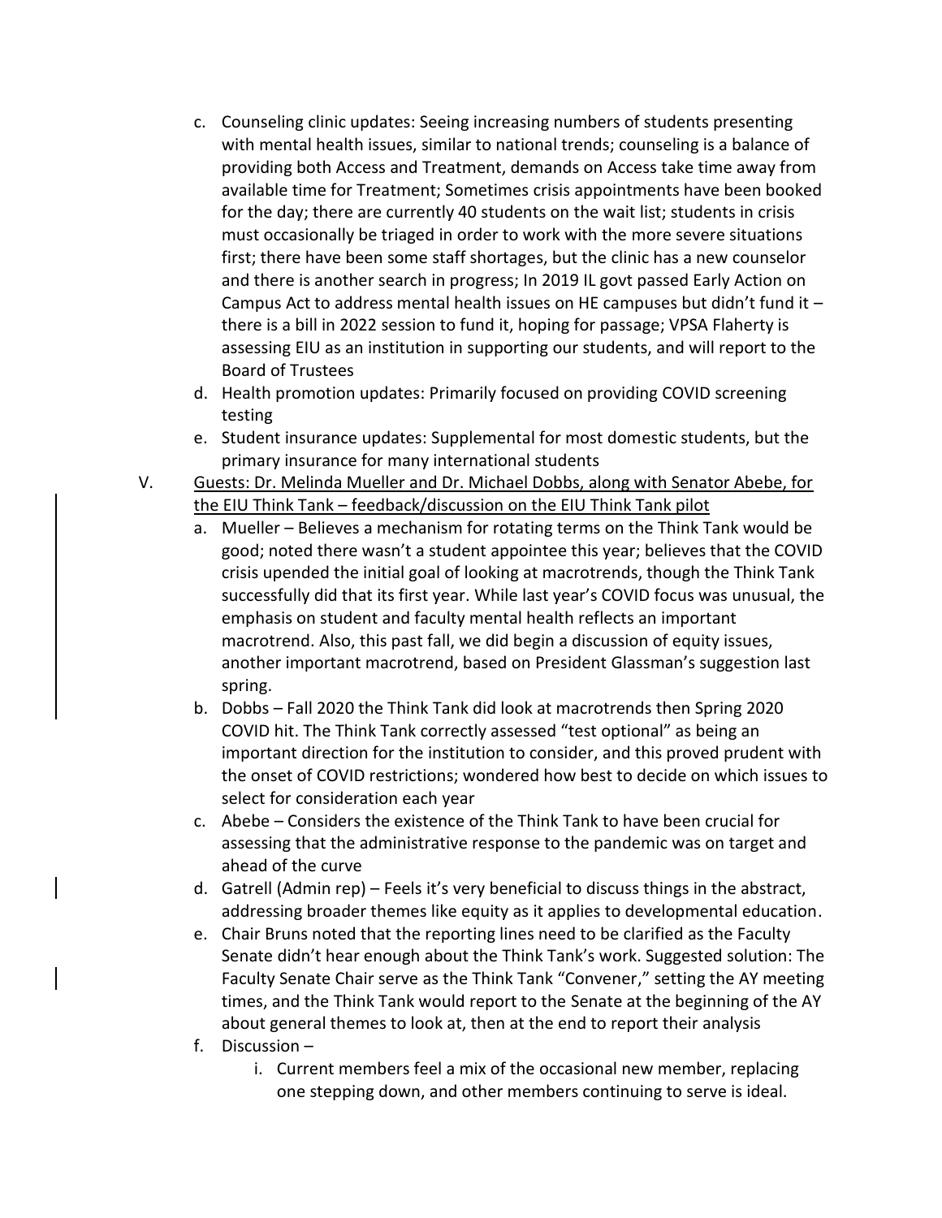c. Counseling clinic updates: Seeing increasing numbers of students presenting with mental health issues, similar to national trends; counseling is a balance of providing both Access and Treatment, demands on Access take time away from available time for Treatment; Sometimes crisis appointments have been booked for the day; there are currently 40 students on the wait list; students in crisis must occasionally be triaged in order to work with the more severe situations first; there have been some staff shortages, but the clinic has a new counselor and there is another search in progress; In 2019 IL govt passed Early Action on Campus Act to address mental health issues on HE campuses but didn't fund it – there is a bill in 2022 session to fund it, hoping for passage; VPSA Flaherty is assessing EIU as an institution in supporting our students, and will report to the Board of Trustees

d. Health promotion updates: Primarily focused on providing COVID screening testing

e. Student insurance updates: Supplemental for most domestic students, but the primary insurance for many international students

V. Guests: Dr. Melinda Mueller and Dr. Michael Dobbs, along with Senator Abebe, for the EIU Think Tank – feedback/discussion on the EIU Think Tank pilot

a. Mueller – Believes a mechanism for rotating terms on the Think Tank would be good; noted there wasn't a student appointee this year; believes that the COVID crisis upended the initial goal of looking at macrotrends, though the Think Tank successfully did that its first year. While last year's COVID focus was unusual, the emphasis on student and faculty mental health reflects an important macrotrend. Also, this past fall, we did begin a discussion of equity issues, another important macrotrend, based on President Glassman's suggestion last spring.

b. Dobbs – Fall 2020 the Think Tank did look at macrotrends then Spring 2020 COVID hit. The Think Tank correctly assessed "test optional" as being an important direction for the institution to consider, and this proved prudent with the onset of COVID restrictions; wondered how best to decide on which issues to select for consideration each year

c. Abebe – Considers the existence of the Think Tank to have been crucial for assessing that the administrative response to the pandemic was on target and ahead of the curve

d. Gatrell (Admin rep) – Feels it's very beneficial to discuss things in the abstract, addressing broader themes like equity as it applies to developmental education.

e. Chair Bruns noted that the reporting lines need to be clarified as the Faculty Senate didn't hear enough about the Think Tank's work. Suggested solution: The Faculty Senate Chair serve as the Think Tank "Convener," setting the AY meeting times, and the Think Tank would report to the Senate at the beginning of the AY about general themes to look at, then at the end to report their analysis

f. Discussion –

i. Current members feel a mix of the occasional new member, replacing one stepping down, and other members continuing to serve is ideal.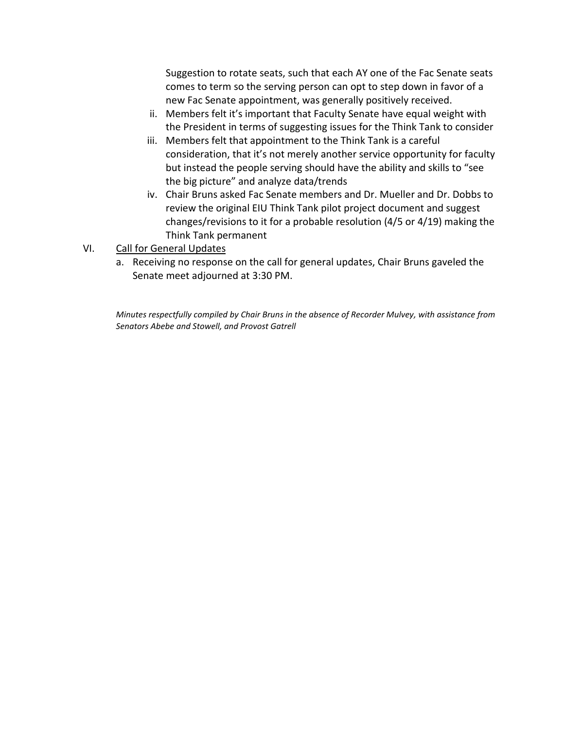Suggestion to rotate seats, such that each AY one of the Fac Senate seats comes to term so the serving person can opt to step down in favor of a new Fac Senate appointment, was generally positively received.

   ii. Members felt it's important that Faculty Senate have equal weight with the President in terms of suggesting issues for the Think Tank to consider
   iii. Members felt that appointment to the Think Tank is a careful consideration, that it's not merely another service opportunity for faculty but instead the people serving should have the ability and skills to "see the big picture" and analyze data/trends
   iv. Chair Bruns asked Fac Senate members and Dr. Mueller and Dr. Dobbs to review the original EIU Think Tank pilot project document and suggest changes/revisions to it for a probable resolution (4/5 or 4/19) making the Think Tank permanent

VI. Call for General Updates

   a. Receiving no response on the call for general updates, Chair Bruns gaveled the Senate meet adjourned at 3:30 PM.

*Minutes respectfully compiled by Chair Bruns in the absence of Recorder Mulvey, with assistance from Senators Abebe and Stowell, and Provost Gatrell*